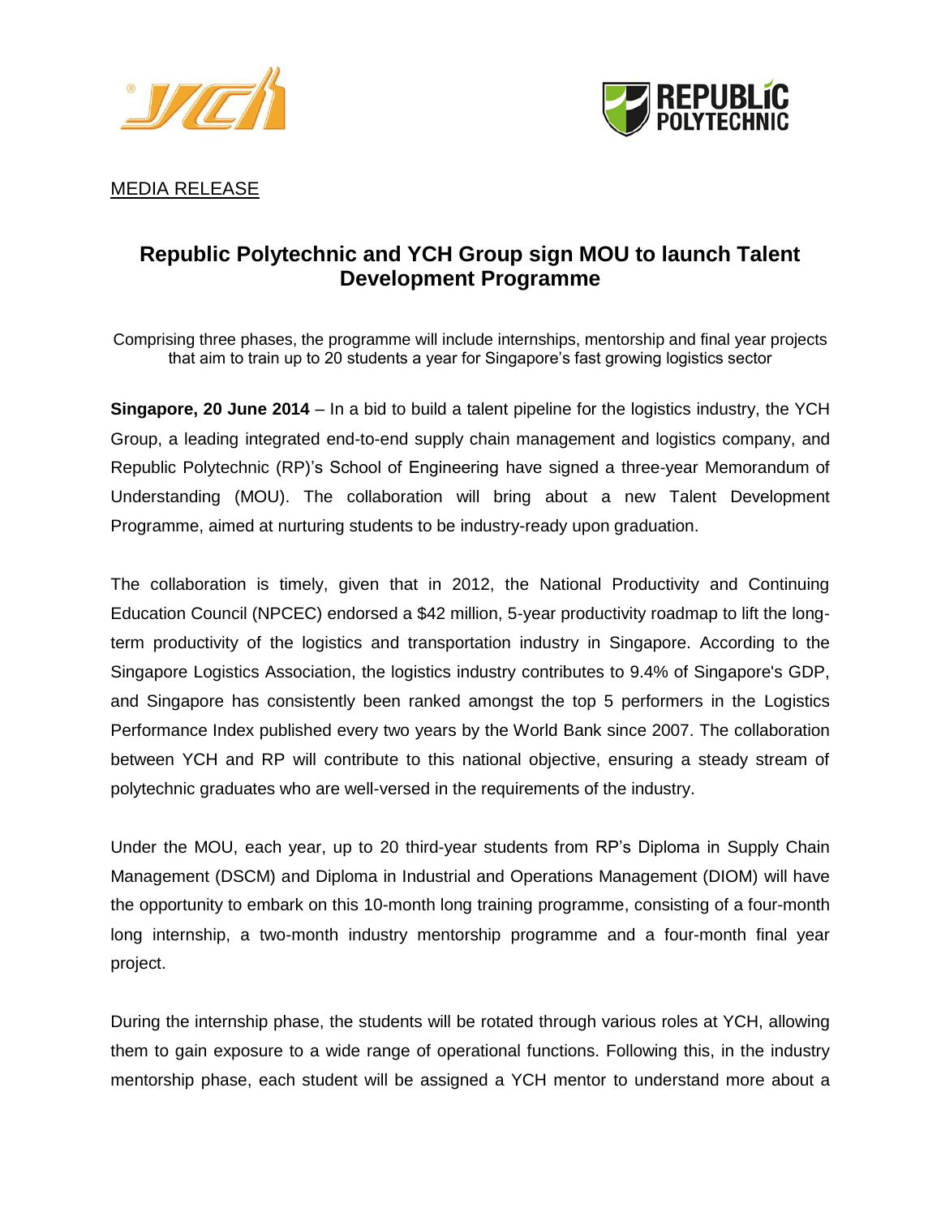MEDIA RELEASE

# Republic Polytechnic and YCH Group sign MOU to launch Talent Development Programme

Comprising three phases, the programme will include internships, mentorship and final year projects that aim to train up to 20 students a year for Singapore's fast growing logistics sector

**Singapore, 20 June 2014** – In a bid to build a talent pipeline for the logistics industry, the YCH Group, a leading integrated end-to-end supply chain management and logistics company, and Republic Polytechnic (RP)'s School of Engineering have signed a three-year Memorandum of Understanding (MOU). The collaboration will bring about a new Talent Development Programme, aimed at nurturing students to be industry-ready upon graduation.

The collaboration is timely, given that in 2012, the National Productivity and Continuing Education Council (NPCEC) endorsed a $42 million, 5-year productivity roadmap to lift the long-term productivity of the logistics and transportation industry in Singapore. According to the Singapore Logistics Association, the logistics industry contributes to 9.4% of Singapore's GDP, and Singapore has consistently been ranked amongst the top 5 performers in the Logistics Performance Index published every two years by the World Bank since 2007. The collaboration between YCH and RP will contribute to this national objective, ensuring a steady stream of polytechnic graduates who are well-versed in the requirements of the industry.

Under the MOU, each year, up to 20 third-year students from RP's Diploma in Supply Chain Management (DSCM) and Diploma in Industrial and Operations Management (DIOM) will have the opportunity to embark on this 10-month long training programme, consisting of a four-month long internship, a two-month industry mentorship programme and a four-month final year project.

During the internship phase, the students will be rotated through various roles at YCH, allowing them to gain exposure to a wide range of operational functions. Following this, in the industry mentorship phase, each student will be assigned a YCH mentor to understand more about a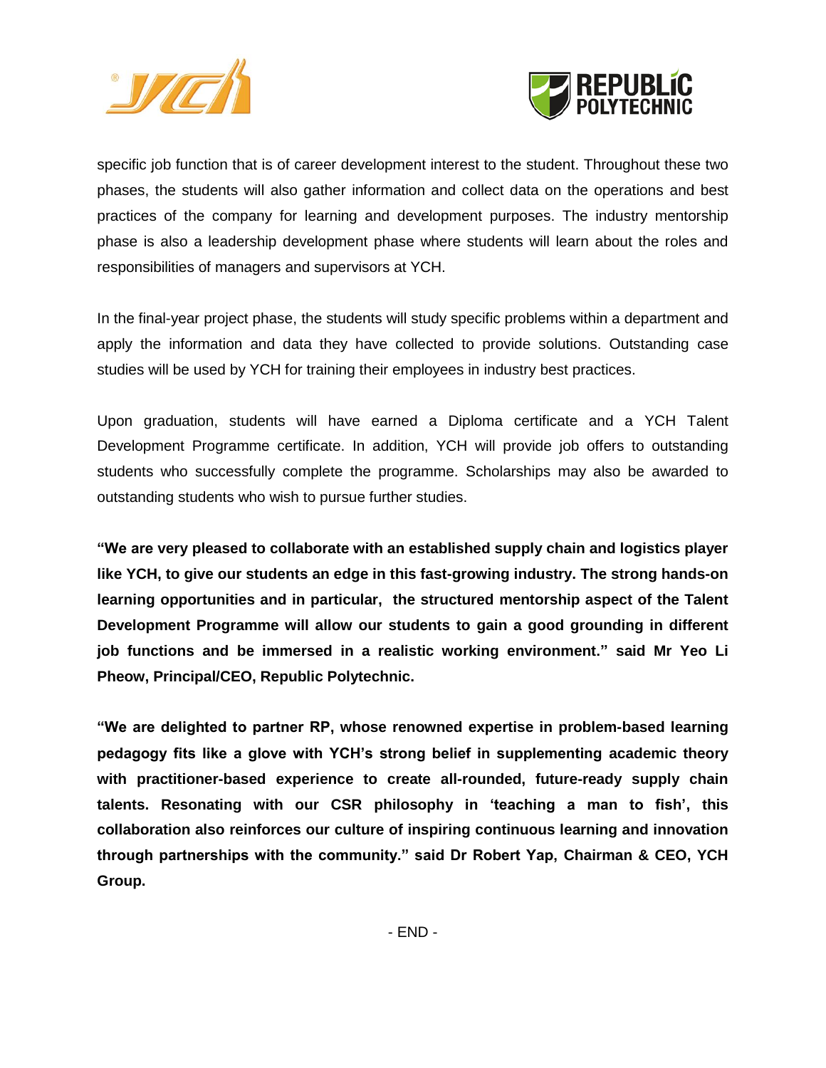specific job function that is of career development interest to the student. Throughout these two phases, the students will also gather information and collect data on the operations and best practices of the company for learning and development purposes. The industry mentorship phase is also a leadership development phase where students will learn about the roles and responsibilities of managers and supervisors at YCH.

In the final-year project phase, the students will study specific problems within a department and apply the information and data they have collected to provide solutions. Outstanding case studies will be used by YCH for training their employees in industry best practices.

Upon graduation, students will have earned a Diploma certificate and a YCH Talent Development Programme certificate. In addition, YCH will provide job offers to outstanding students who successfully complete the programme. Scholarships may also be awarded to outstanding students who wish to pursue further studies.

**"We are very pleased to collaborate with an established supply chain and logistics player like YCH, to give our students an edge in this fast-growing industry. The strong hands-on learning opportunities and in particular, the structured mentorship aspect of the Talent Development Programme will allow our students to gain a good grounding in different job functions and be immersed in a realistic working environment." said Mr Yeo Li Pheow, Principal/CEO, Republic Polytechnic.**

**"We are delighted to partner RP, whose renowned expertise in problem-based learning pedagogy fits like a glove with YCH's strong belief in supplementing academic theory with practitioner-based experience to create all-rounded, future-ready supply chain talents. Resonating with our CSR philosophy in 'teaching a man to fish', this collaboration also reinforces our culture of inspiring continuous learning and innovation through partnerships with the community." said Dr Robert Yap, Chairman & CEO, YCH Group.**

- END -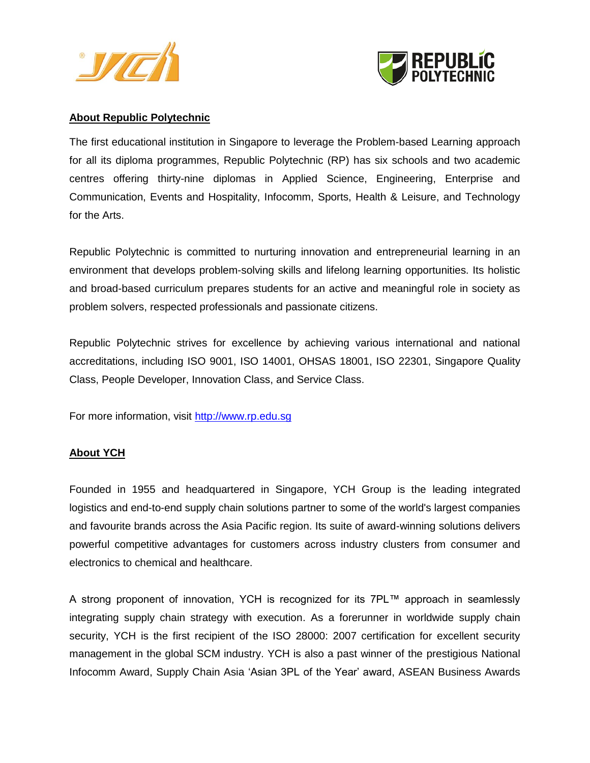## About Republic Polytechnic

The first educational institution in Singapore to leverage the Problem-based Learning approach for all its diploma programmes, Republic Polytechnic (RP) has six schools and two academic centres offering thirty-nine diplomas in Applied Science, Engineering, Enterprise and Communication, Events and Hospitality, Infocomm, Sports, Health & Leisure, and Technology for the Arts.

Republic Polytechnic is committed to nurturing innovation and entrepreneurial learning in an environment that develops problem-solving skills and lifelong learning opportunities. Its holistic and broad-based curriculum prepares students for an active and meaningful role in society as problem solvers, respected professionals and passionate citizens.

Republic Polytechnic strives for excellence by achieving various international and national accreditations, including ISO 9001, ISO 14001, OHSAS 18001, ISO 22301, Singapore Quality Class, People Developer, Innovation Class, and Service Class.

For more information, visit [http://www.rp.edu.sg](http://www.rp.edu.sg)

## About YCH

Founded in 1955 and headquartered in Singapore, YCH Group is the leading integrated logistics and end-to-end supply chain solutions partner to some of the world's largest companies and favourite brands across the Asia Pacific region. Its suite of award-winning solutions delivers powerful competitive advantages for customers across industry clusters from consumer and electronics to chemical and healthcare.

A strong proponent of innovation, YCH is recognized for its 7PL™ approach in seamlessly integrating supply chain strategy with execution. As a forerunner in worldwide supply chain security, YCH is the first recipient of the ISO 28000: 2007 certification for excellent security management in the global SCM industry. YCH is also a past winner of the prestigious National Infocomm Award, Supply Chain Asia 'Asian 3PL of the Year' award, ASEAN Business Awards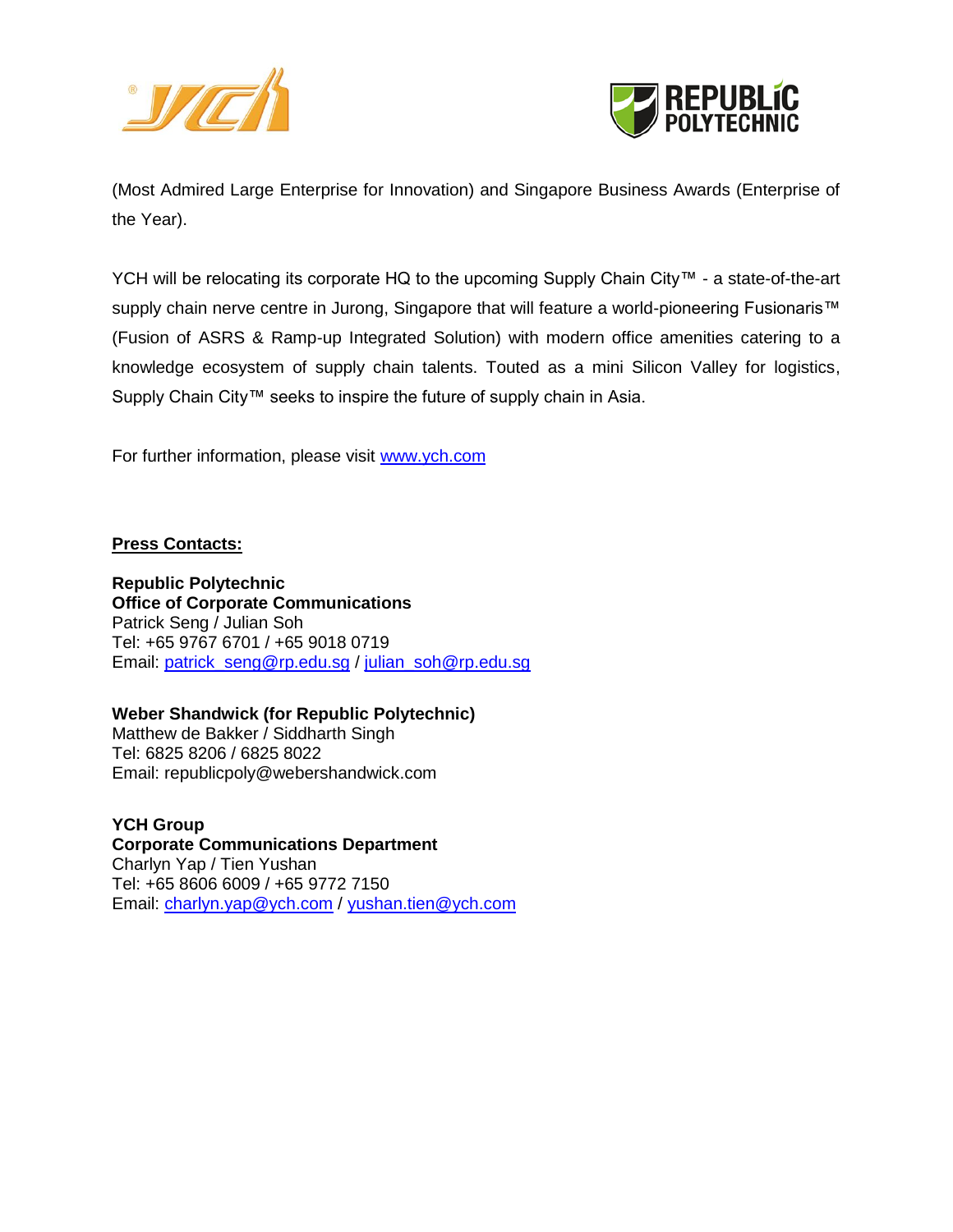(Most Admired Large Enterprise for Innovation) and Singapore Business Awards (Enterprise of the Year).

YCH will be relocating its corporate HQ to the upcoming Supply Chain City™ - a state-of-the-art supply chain nerve centre in Jurong, Singapore that will feature a world-pioneering Fusionaris™ (Fusion of ASRS & Ramp-up Integrated Solution) with modern office amenities catering to a knowledge ecosystem of supply chain talents. Touted as a mini Silicon Valley for logistics, Supply Chain City™ seeks to inspire the future of supply chain in Asia.

For further information, please visit www.ych.com

**Press Contacts:**

**Republic Polytechnic**
**Office of Corporate Communications**
Patrick Seng / Julian Soh
Tel: +65 9767 6701 / +65 9018 0719
Email: patrick_seng@rp.edu.sg / julian_soh@rp.edu.sg

**Weber Shandwick (for Republic Polytechnic)**
Matthew de Bakker / Siddharth Singh
Tel: 6825 8206 / 6825 8022
Email: republicpoly@webershandwick.com

**YCH Group**
**Corporate Communications Department**
Charlyn Yap / Tien Yushan
Tel: +65 8606 6009 / +65 9772 7150
Email: charlyn.yap@ych.com / yushan.tien@ych.com